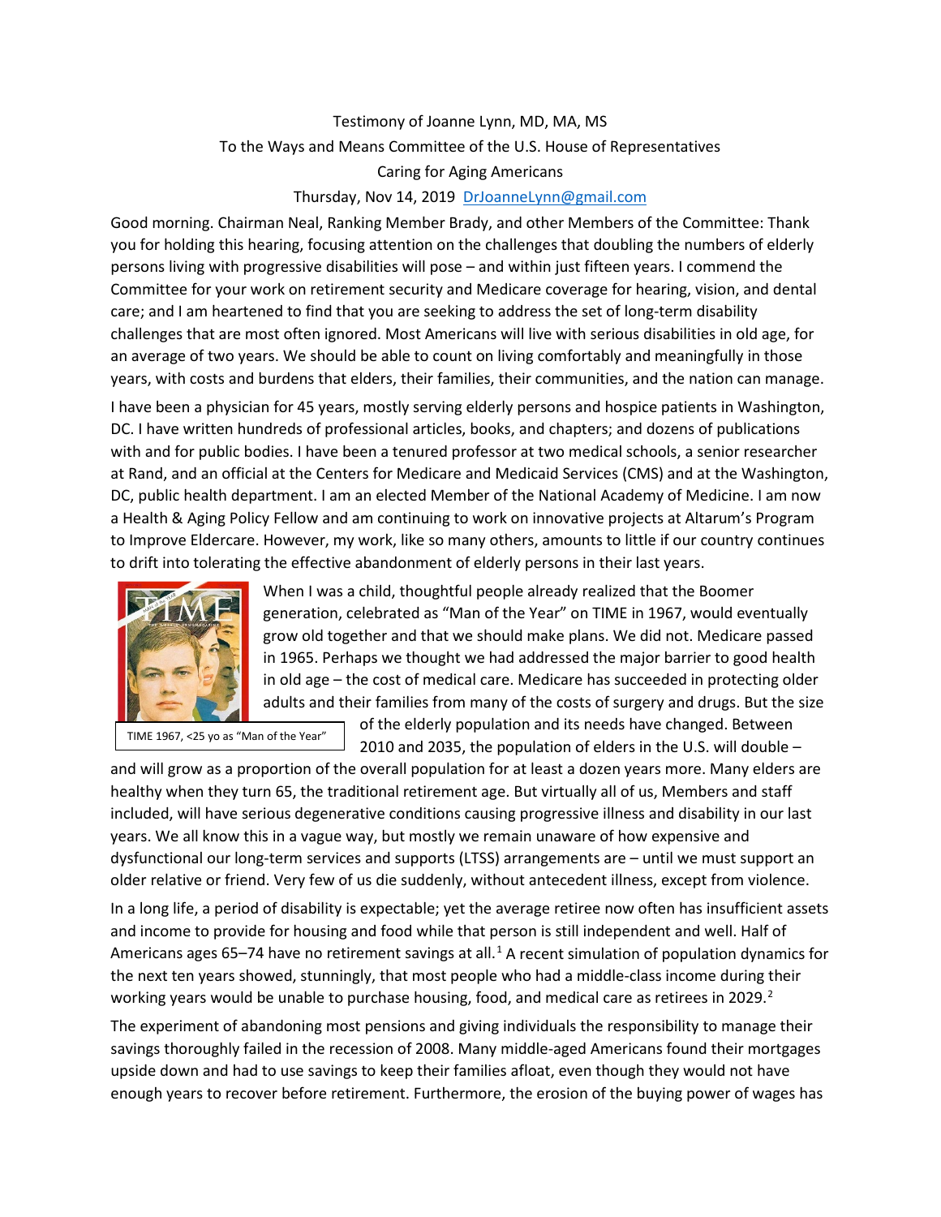Testimony of Joanne Lynn, MD, MA, MS

To the Ways and Means Committee of the U.S. House of Representatives

Caring for Aging Americans

Thursday, Nov 14, 2019 DrJoanneLynn@gmail.com

Good morning. Chairman Neal, Ranking Member Brady, and other Members of the Committee: Thank you for holding this hearing, focusing attention on the challenges that doubling the numbers of elderly persons living with progressive disabilities will pose – and within just fifteen years. I commend the Committee for your work on retirement security and Medicare coverage for hearing, vision, and dental care; and I am heartened to find that you are seeking to address the set of long-term disability challenges that are most often ignored. Most Americans will live with serious disabilities in old age, for an average of two years. We should be able to count on living comfortably and meaningfully in those years, with costs and burdens that elders, their families, their communities, and the nation can manage.

I have been a physician for 45 years, mostly serving elderly persons and hospice patients in Washington, DC. I have written hundreds of professional articles, books, and chapters; and dozens of publications with and for public bodies. I have been a tenured professor at two medical schools, a senior researcher at Rand, and an official at the Centers for Medicare and Medicaid Services (CMS) and at the Washington, DC, public health department. I am an elected Member of the National Academy of Medicine. I am now a Health & Aging Policy Fellow and am continuing to work on innovative projects at Altarum's Program to Improve Eldercare. However, my work, like so many others, amounts to little if our country continues to drift into tolerating the effective abandonment of elderly persons in their last years.

TIME 1967, <25 yo as "Man of the Year"

When I was a child, thoughtful people already realized that the Boomer generation, celebrated as "Man of the Year" on TIME in 1967, would eventually grow old together and that we should make plans. We did not. Medicare passed in 1965. Perhaps we thought we had addressed the major barrier to good health in old age – the cost of medical care. Medicare has succeeded in protecting older adults and their families from many of the costs of surgery and drugs. But the size of the elderly population and its needs have changed. Between 2010 and 2035, the population of elders in the U.S. will double – and will grow as a proportion of the overall population for at least a dozen years more. Many elders are healthy when they turn 65, the traditional retirement age. But virtually all of us, Members and staff included, will have serious degenerative conditions causing progressive illness and disability in our last years. We all know this in a vague way, but mostly we remain unaware of how expensive and dysfunctional our long-term services and supports (LTSS) arrangements are – until we must support an older relative or friend. Very few of us die suddenly, without antecedent illness, except from violence.

In a long life, a period of disability is expectable; yet the average retiree now often has insufficient assets and income to provide for housing and food while that person is still independent and well. Half of Americans ages 65–74 have no retirement savings at all.[1] A recent simulation of population dynamics for the next ten years showed, stunningly, that most people who had a middle-class income during their working years would be unable to purchase housing, food, and medical care as retirees in 2029.[2]

The experiment of abandoning most pensions and giving individuals the responsibility to manage their savings thoroughly failed in the recession of 2008. Many middle-aged Americans found their mortgages upside down and had to use savings to keep their families afloat, even though they would not have enough years to recover before retirement. Furthermore, the erosion of the buying power of wages has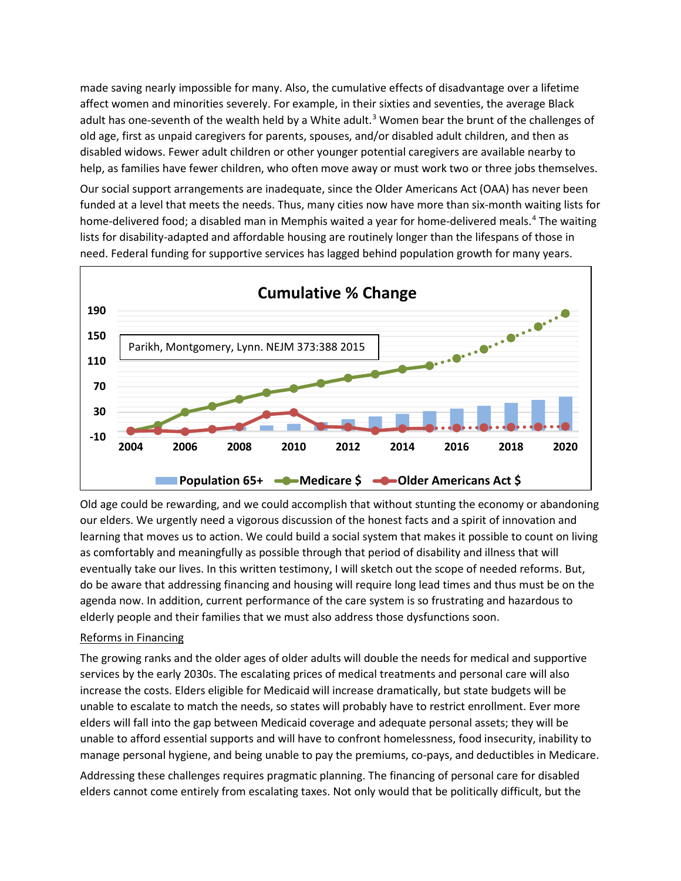made saving nearly impossible for many. Also, the cumulative effects of disadvantage over a lifetime affect women and minorities severely. For example, in their sixties and seventies, the average Black adult has one-seventh of the wealth held by a White adult.[3] Women bear the brunt of the challenges of old age, first as unpaid caregivers for parents, spouses, and/or disabled adult children, and then as disabled widows. Fewer adult children or other younger potential caregivers are available nearby to help, as families have fewer children, who often move away or must work two or three jobs themselves.

Our social support arrangements are inadequate, since the Older Americans Act (OAA) has never been funded at a level that meets the needs. Thus, many cities now have more than six-month waiting lists for home-delivered food; a disabled man in Memphis waited a year for home-delivered meals.[4] The waiting lists for disability-adapted and affordable housing are routinely longer than the lifespans of those in need. Federal funding for supportive services has lagged behind population growth for many years.

Cumulative % Change

Parikh, Montgomery, Lynn. NEJM 373:388 2015

190
150
110
70
30
-10

2004 2006 2008 2010 2012 2014 2016 2018 2020

Population 65+ Medicare $ Older Americans Act $

Old age could be rewarding, and we could accomplish that without stunting the economy or abandoning our elders. We urgently need a vigorous discussion of the honest facts and a spirit of innovation and learning that moves us to action. We could build a social system that makes it possible to count on living as comfortably and meaningfully as possible through that period of disability and illness that will eventually take our lives. In this written testimony, I will sketch out the scope of needed reforms. But, do be aware that addressing financing and housing will require long lead times and thus must be on the agenda now. In addition, current performance of the care system is so frustrating and hazardous to elderly people and their families that we must also address those dysfunctions soon.

Reforms in Financing

The growing ranks and the older ages of older adults will double the needs for medical and supportive services by the early 2030s. The escalating prices of medical treatments and personal care will also increase the costs. Elders eligible for Medicaid will increase dramatically, but state budgets will be unable to escalate to match the needs, so states will probably have to restrict enrollment. Ever more elders will fall into the gap between Medicaid coverage and adequate personal assets; they will be unable to afford essential supports and will have to confront homelessness, food insecurity, inability to manage personal hygiene, and being unable to pay the premiums, co-pays, and deductibles in Medicare.

Addressing these challenges requires pragmatic planning. The financing of personal care for disabled elders cannot come entirely from escalating taxes. Not only would that be politically difficult, but the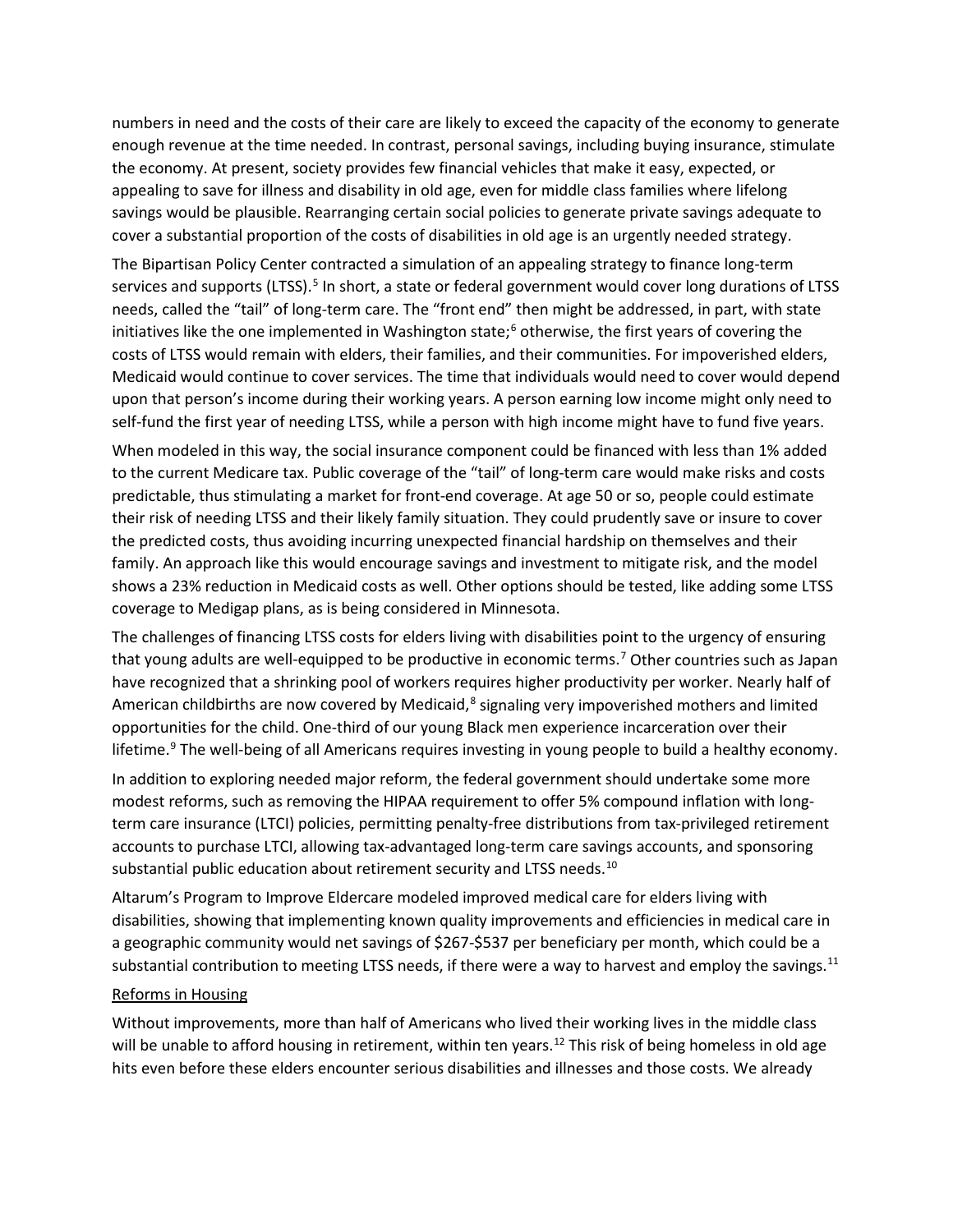numbers in need and the costs of their care are likely to exceed the capacity of the economy to generate enough revenue at the time needed. In contrast, personal savings, including buying insurance, stimulate the economy. At present, society provides few financial vehicles that make it easy, expected, or appealing to save for illness and disability in old age, even for middle class families where lifelong savings would be plausible. Rearranging certain social policies to generate private savings adequate to cover a substantial proportion of the costs of disabilities in old age is an urgently needed strategy.

The Bipartisan Policy Center contracted a simulation of an appealing strategy to finance long-term services and supports (LTSS).[5] In short, a state or federal government would cover long durations of LTSS needs, called the "tail" of long-term care. The "front end" then might be addressed, in part, with state initiatives like the one implemented in Washington state;[6] otherwise, the first years of covering the costs of LTSS would remain with elders, their families, and their communities. For impoverished elders, Medicaid would continue to cover services. The time that individuals would need to cover would depend upon that person's income during their working years. A person earning low income might only need to self-fund the first year of needing LTSS, while a person with high income might have to fund five years.

When modeled in this way, the social insurance component could be financed with less than 1% added to the current Medicare tax. Public coverage of the "tail" of long-term care would make risks and costs predictable, thus stimulating a market for front-end coverage. At age 50 or so, people could estimate their risk of needing LTSS and their likely family situation. They could prudently save or insure to cover the predicted costs, thus avoiding incurring unexpected financial hardship on themselves and their family. An approach like this would encourage savings and investment to mitigate risk, and the model shows a 23% reduction in Medicaid costs as well. Other options should be tested, like adding some LTSS coverage to Medigap plans, as is being considered in Minnesota.

The challenges of financing LTSS costs for elders living with disabilities point to the urgency of ensuring that young adults are well-equipped to be productive in economic terms.[7] Other countries such as Japan have recognized that a shrinking pool of workers requires higher productivity per worker. Nearly half of American childbirths are now covered by Medicaid,[8] signaling very impoverished mothers and limited opportunities for the child. One-third of our young Black men experience incarceration over their lifetime.[9] The well-being of all Americans requires investing in young people to build a healthy economy.

In addition to exploring needed major reform, the federal government should undertake some more modest reforms, such as removing the HIPAA requirement to offer 5% compound inflation with long-term care insurance (LTCI) policies, permitting penalty-free distributions from tax-privileged retirement accounts to purchase LTCI, allowing tax-advantaged long-term care savings accounts, and sponsoring substantial public education about retirement security and LTSS needs.[10]

Altarum's Program to Improve Eldercare modeled improved medical care for elders living with disabilities, showing that implementing known quality improvements and efficiencies in medical care in a geographic community would net savings of $267-$537 per beneficiary per month, which could be a substantial contribution to meeting LTSS needs, if there were a way to harvest and employ the savings.[11]

### Reforms in Housing

Without improvements, more than half of Americans who lived their working lives in the middle class will be unable to afford housing in retirement, within ten years.[12] This risk of being homeless in old age hits even before these elders encounter serious disabilities and illnesses and those costs. We already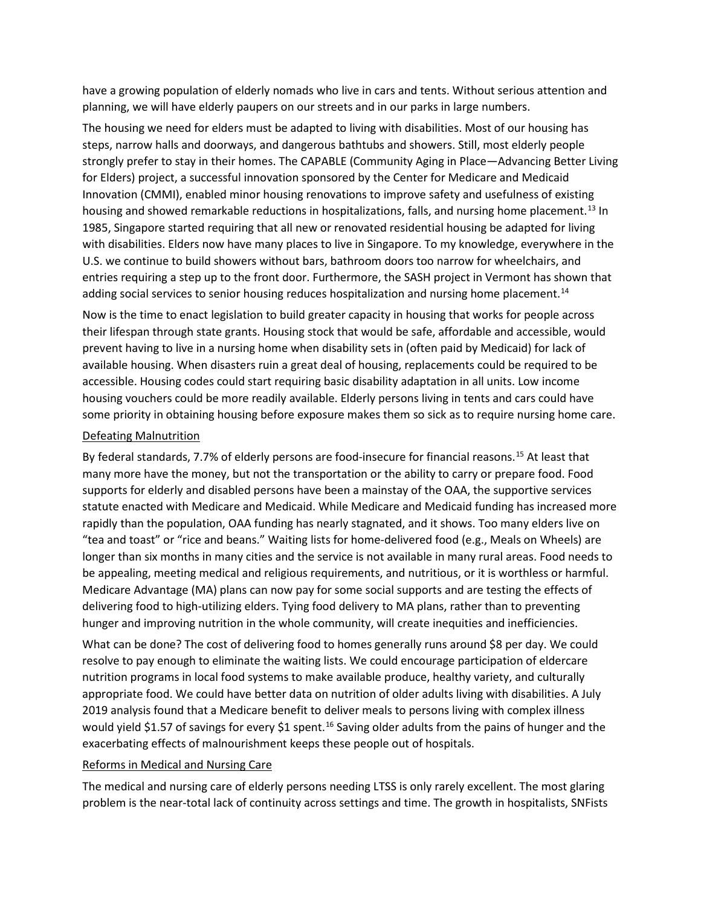have a growing population of elderly nomads who live in cars and tents. Without serious attention and planning, we will have elderly paupers on our streets and in our parks in large numbers.

The housing we need for elders must be adapted to living with disabilities. Most of our housing has steps, narrow halls and doorways, and dangerous bathtubs and showers. Still, most elderly people strongly prefer to stay in their homes. The CAPABLE (Community Aging in Place—Advancing Better Living for Elders) project, a successful innovation sponsored by the Center for Medicare and Medicaid Innovation (CMMI), enabled minor housing renovations to improve safety and usefulness of existing housing and showed remarkable reductions in hospitalizations, falls, and nursing home placement.[13] In 1985, Singapore started requiring that all new or renovated residential housing be adapted for living with disabilities. Elders now have many places to live in Singapore. To my knowledge, everywhere in the U.S. we continue to build showers without bars, bathroom doors too narrow for wheelchairs, and entries requiring a step up to the front door. Furthermore, the SASH project in Vermont has shown that adding social services to senior housing reduces hospitalization and nursing home placement.[14]

Now is the time to enact legislation to build greater capacity in housing that works for people across their lifespan through state grants. Housing stock that would be safe, affordable and accessible, would prevent having to live in a nursing home when disability sets in (often paid by Medicaid) for lack of available housing. When disasters ruin a great deal of housing, replacements could be required to be accessible. Housing codes could start requiring basic disability adaptation in all units. Low income housing vouchers could be more readily available. Elderly persons living in tents and cars could have some priority in obtaining housing before exposure makes them so sick as to require nursing home care.

## Defeating Malnutrition

By federal standards, 7.7% of elderly persons are food-insecure for financial reasons.[15] At least that many more have the money, but not the transportation or the ability to carry or prepare food. Food supports for elderly and disabled persons have been a mainstay of the OAA, the supportive services statute enacted with Medicare and Medicaid. While Medicare and Medicaid funding has increased more rapidly than the population, OAA funding has nearly stagnated, and it shows. Too many elders live on "tea and toast" or "rice and beans." Waiting lists for home-delivered food (e.g., Meals on Wheels) are longer than six months in many cities and the service is not available in many rural areas. Food needs to be appealing, meeting medical and religious requirements, and nutritious, or it is worthless or harmful. Medicare Advantage (MA) plans can now pay for some social supports and are testing the effects of delivering food to high-utilizing elders. Tying food delivery to MA plans, rather than to preventing hunger and improving nutrition in the whole community, will create inequities and inefficiencies.

What can be done? The cost of delivering food to homes generally runs around $8 per day. We could resolve to pay enough to eliminate the waiting lists. We could encourage participation of eldercare nutrition programs in local food systems to make available produce, healthy variety, and culturally appropriate food. We could have better data on nutrition of older adults living with disabilities. A July 2019 analysis found that a Medicare benefit to deliver meals to persons living with complex illness would yield $1.57 of savings for every $1 spent.[16] Saving older adults from the pains of hunger and the exacerbating effects of malnourishment keeps these people out of hospitals.

## Reforms in Medical and Nursing Care

The medical and nursing care of elderly persons needing LTSS is only rarely excellent. The most glaring problem is the near-total lack of continuity across settings and time. The growth in hospitalists, SNFists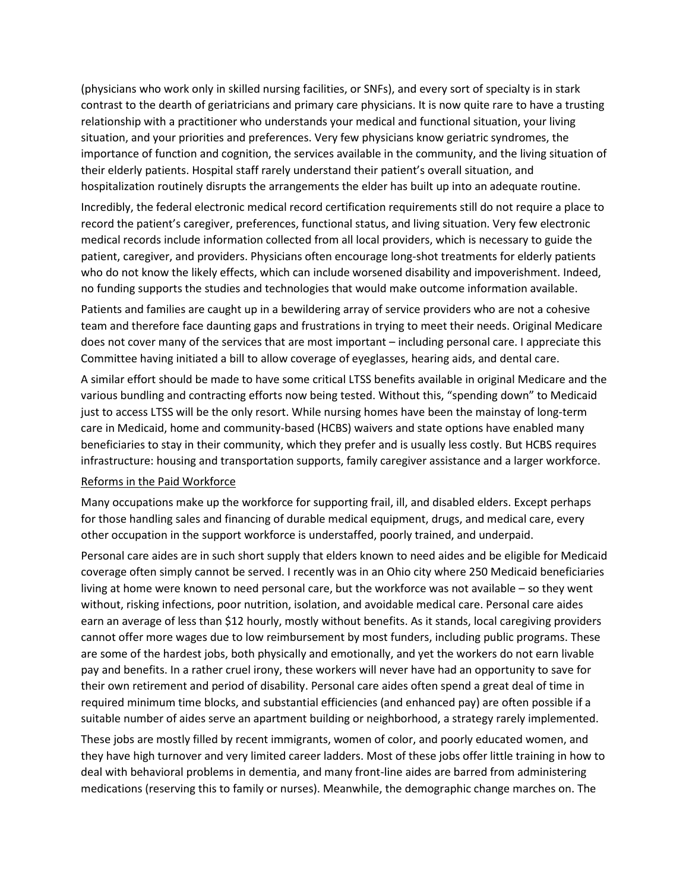(physicians who work only in skilled nursing facilities, or SNFs), and every sort of specialty is in stark contrast to the dearth of geriatricians and primary care physicians. It is now quite rare to have a trusting relationship with a practitioner who understands your medical and functional situation, your living situation, and your priorities and preferences. Very few physicians know geriatric syndromes, the importance of function and cognition, the services available in the community, and the living situation of their elderly patients. Hospital staff rarely understand their patient's overall situation, and hospitalization routinely disrupts the arrangements the elder has built up into an adequate routine.

Incredibly, the federal electronic medical record certification requirements still do not require a place to record the patient's caregiver, preferences, functional status, and living situation. Very few electronic medical records include information collected from all local providers, which is necessary to guide the patient, caregiver, and providers. Physicians often encourage long-shot treatments for elderly patients who do not know the likely effects, which can include worsened disability and impoverishment. Indeed, no funding supports the studies and technologies that would make outcome information available.

Patients and families are caught up in a bewildering array of service providers who are not a cohesive team and therefore face daunting gaps and frustrations in trying to meet their needs. Original Medicare does not cover many of the services that are most important – including personal care. I appreciate this Committee having initiated a bill to allow coverage of eyeglasses, hearing aids, and dental care.

A similar effort should be made to have some critical LTSS benefits available in original Medicare and the various bundling and contracting efforts now being tested. Without this, "spending down" to Medicaid just to access LTSS will be the only resort. While nursing homes have been the mainstay of long-term care in Medicaid, home and community-based (HCBS) waivers and state options have enabled many beneficiaries to stay in their community, which they prefer and is usually less costly. But HCBS requires infrastructure: housing and transportation supports, family caregiver assistance and a larger workforce.

<u>Reforms in the Paid Workforce</u>

Many occupations make up the workforce for supporting frail, ill, and disabled elders. Except perhaps for those handling sales and financing of durable medical equipment, drugs, and medical care, every other occupation in the support workforce is understaffed, poorly trained, and underpaid.

Personal care aides are in such short supply that elders known to need aides and be eligible for Medicaid coverage often simply cannot be served. I recently was in an Ohio city where 250 Medicaid beneficiaries living at home were known to need personal care, but the workforce was not available – so they went without, risking infections, poor nutrition, isolation, and avoidable medical care. Personal care aides earn an average of less than $12 hourly, mostly without benefits. As it stands, local caregiving providers cannot offer more wages due to low reimbursement by most funders, including public programs. These are some of the hardest jobs, both physically and emotionally, and yet the workers do not earn livable pay and benefits. In a rather cruel irony, these workers will never have had an opportunity to save for their own retirement and period of disability. Personal care aides often spend a great deal of time in required minimum time blocks, and substantial efficiencies (and enhanced pay) are often possible if a suitable number of aides serve an apartment building or neighborhood, a strategy rarely implemented.

These jobs are mostly filled by recent immigrants, women of color, and poorly educated women, and they have high turnover and very limited career ladders. Most of these jobs offer little training in how to deal with behavioral problems in dementia, and many front-line aides are barred from administering medications (reserving this to family or nurses). Meanwhile, the demographic change marches on. The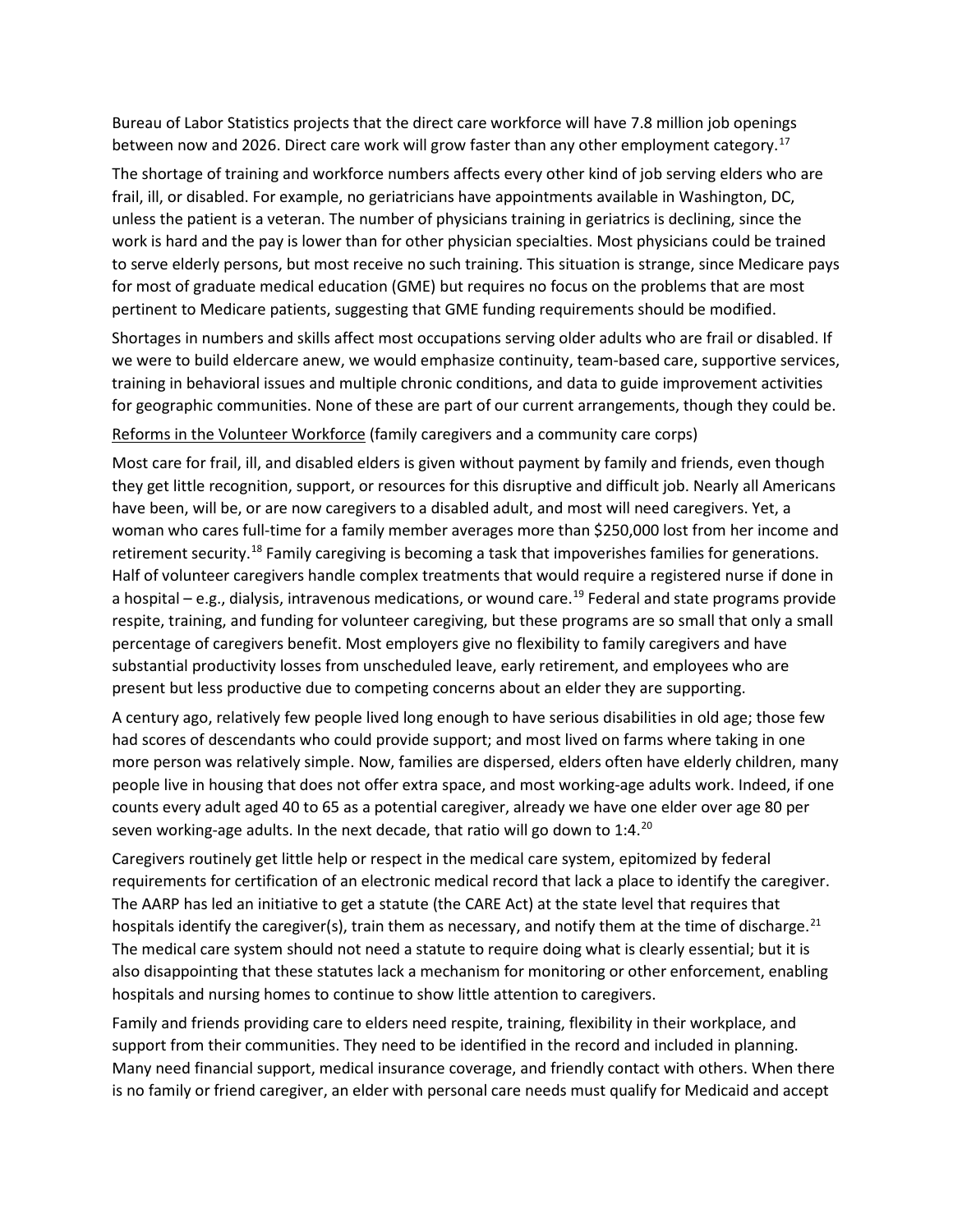Bureau of Labor Statistics projects that the direct care workforce will have 7.8 million job openings between now and 2026. Direct care work will grow faster than any other employment category.[17]

The shortage of training and workforce numbers affects every other kind of job serving elders who are frail, ill, or disabled. For example, no geriatricians have appointments available in Washington, DC, unless the patient is a veteran. The number of physicians training in geriatrics is declining, since the work is hard and the pay is lower than for other physician specialties. Most physicians could be trained to serve elderly persons, but most receive no such training. This situation is strange, since Medicare pays for most of graduate medical education (GME) but requires no focus on the problems that are most pertinent to Medicare patients, suggesting that GME funding requirements should be modified.

Shortages in numbers and skills affect most occupations serving older adults who are frail or disabled. If we were to build eldercare anew, we would emphasize continuity, team-based care, supportive services, training in behavioral issues and multiple chronic conditions, and data to guide improvement activities for geographic communities. None of these are part of our current arrangements, though they could be.

Reforms in the Volunteer Workforce (family caregivers and a community care corps)

Most care for frail, ill, and disabled elders is given without payment by family and friends, even though they get little recognition, support, or resources for this disruptive and difficult job. Nearly all Americans have been, will be, or are now caregivers to a disabled adult, and most will need caregivers. Yet, a woman who cares full-time for a family member averages more than $250,000 lost from her income and retirement security.[18] Family caregiving is becoming a task that impoverishes families for generations. Half of volunteer caregivers handle complex treatments that would require a registered nurse if done in a hospital – e.g., dialysis, intravenous medications, or wound care.[19] Federal and state programs provide respite, training, and funding for volunteer caregiving, but these programs are so small that only a small percentage of caregivers benefit. Most employers give no flexibility to family caregivers and have substantial productivity losses from unscheduled leave, early retirement, and employees who are present but less productive due to competing concerns about an elder they are supporting.

A century ago, relatively few people lived long enough to have serious disabilities in old age; those few had scores of descendants who could provide support; and most lived on farms where taking in one more person was relatively simple. Now, families are dispersed, elders often have elderly children, many people live in housing that does not offer extra space, and most working-age adults work. Indeed, if one counts every adult aged 40 to 65 as a potential caregiver, already we have one elder over age 80 per seven working-age adults. In the next decade, that ratio will go down to 1:4.[20]

Caregivers routinely get little help or respect in the medical care system, epitomized by federal requirements for certification of an electronic medical record that lack a place to identify the caregiver. The AARP has led an initiative to get a statute (the CARE Act) at the state level that requires that hospitals identify the caregiver(s), train them as necessary, and notify them at the time of discharge.[21] The medical care system should not need a statute to require doing what is clearly essential; but it is also disappointing that these statutes lack a mechanism for monitoring or other enforcement, enabling hospitals and nursing homes to continue to show little attention to caregivers.

Family and friends providing care to elders need respite, training, flexibility in their workplace, and support from their communities. They need to be identified in the record and included in planning. Many need financial support, medical insurance coverage, and friendly contact with others. When there is no family or friend caregiver, an elder with personal care needs must qualify for Medicaid and accept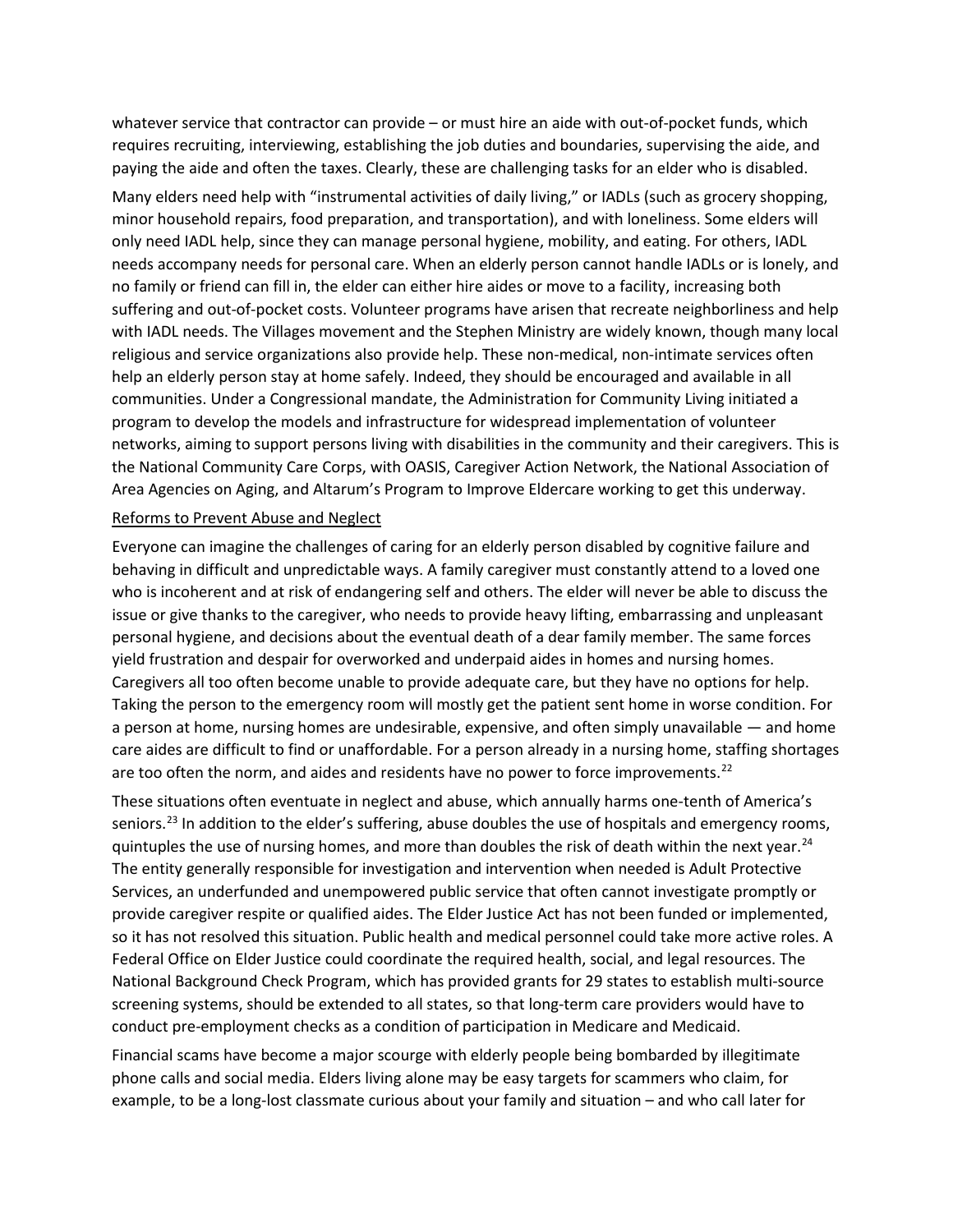whatever service that contractor can provide – or must hire an aide with out-of-pocket funds, which requires recruiting, interviewing, establishing the job duties and boundaries, supervising the aide, and paying the aide and often the taxes. Clearly, these are challenging tasks for an elder who is disabled.

Many elders need help with "instrumental activities of daily living," or IADLs (such as grocery shopping, minor household repairs, food preparation, and transportation), and with loneliness. Some elders will only need IADL help, since they can manage personal hygiene, mobility, and eating. For others, IADL needs accompany needs for personal care. When an elderly person cannot handle IADLs or is lonely, and no family or friend can fill in, the elder can either hire aides or move to a facility, increasing both suffering and out-of-pocket costs. Volunteer programs have arisen that recreate neighborliness and help with IADL needs. The Villages movement and the Stephen Ministry are widely known, though many local religious and service organizations also provide help. These non-medical, non-intimate services often help an elderly person stay at home safely. Indeed, they should be encouraged and available in all communities. Under a Congressional mandate, the Administration for Community Living initiated a program to develop the models and infrastructure for widespread implementation of volunteer networks, aiming to support persons living with disabilities in the community and their caregivers. This is the National Community Care Corps, with OASIS, Caregiver Action Network, the National Association of Area Agencies on Aging, and Altarum's Program to Improve Eldercare working to get this underway.

### Reforms to Prevent Abuse and Neglect

Everyone can imagine the challenges of caring for an elderly person disabled by cognitive failure and behaving in difficult and unpredictable ways. A family caregiver must constantly attend to a loved one who is incoherent and at risk of endangering self and others. The elder will never be able to discuss the issue or give thanks to the caregiver, who needs to provide heavy lifting, embarrassing and unpleasant personal hygiene, and decisions about the eventual death of a dear family member. The same forces yield frustration and despair for overworked and underpaid aides in homes and nursing homes. Caregivers all too often become unable to provide adequate care, but they have no options for help. Taking the person to the emergency room will mostly get the patient sent home in worse condition. For a person at home, nursing homes are undesirable, expensive, and often simply unavailable — and home care aides are difficult to find or unaffordable. For a person already in a nursing home, staffing shortages are too often the norm, and aides and residents have no power to force improvements.[22]

These situations often eventuate in neglect and abuse, which annually harms one-tenth of America's seniors.[23] In addition to the elder's suffering, abuse doubles the use of hospitals and emergency rooms, quintuples the use of nursing homes, and more than doubles the risk of death within the next year.[24] The entity generally responsible for investigation and intervention when needed is Adult Protective Services, an underfunded and unempowered public service that often cannot investigate promptly or provide caregiver respite or qualified aides. The Elder Justice Act has not been funded or implemented, so it has not resolved this situation. Public health and medical personnel could take more active roles. A Federal Office on Elder Justice could coordinate the required health, social, and legal resources. The National Background Check Program, which has provided grants for 29 states to establish multi-source screening systems, should be extended to all states, so that long-term care providers would have to conduct pre-employment checks as a condition of participation in Medicare and Medicaid.

Financial scams have become a major scourge with elderly people being bombarded by illegitimate phone calls and social media. Elders living alone may be easy targets for scammers who claim, for example, to be a long-lost classmate curious about your family and situation – and who call later for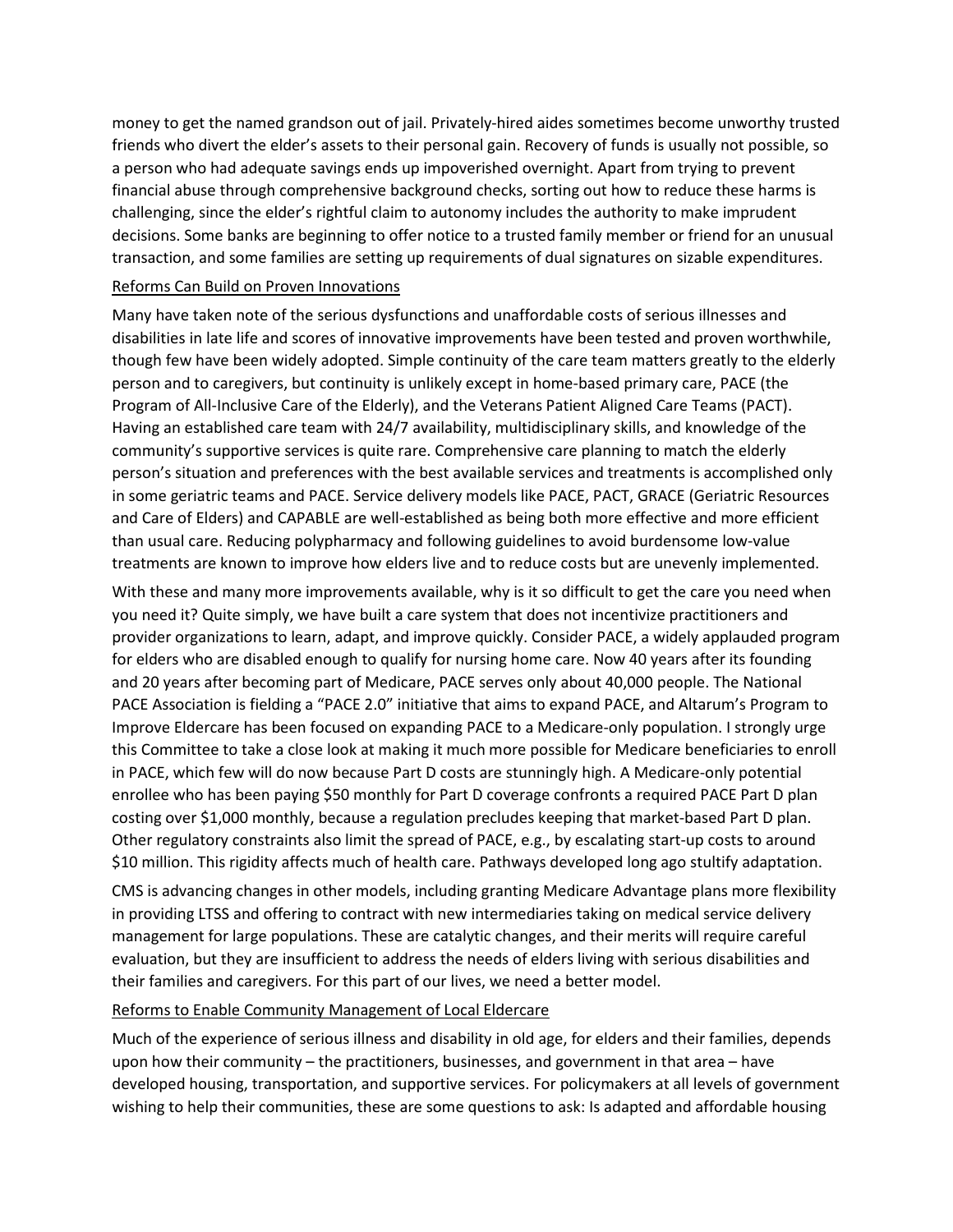money to get the named grandson out of jail. Privately-hired aides sometimes become unworthy trusted friends who divert the elder's assets to their personal gain. Recovery of funds is usually not possible, so a person who had adequate savings ends up impoverished overnight. Apart from trying to prevent financial abuse through comprehensive background checks, sorting out how to reduce these harms is challenging, since the elder's rightful claim to autonomy includes the authority to make imprudent decisions. Some banks are beginning to offer notice to a trusted family member or friend for an unusual transaction, and some families are setting up requirements of dual signatures on sizable expenditures.

### Reforms Can Build on Proven Innovations

Many have taken note of the serious dysfunctions and unaffordable costs of serious illnesses and disabilities in late life and scores of innovative improvements have been tested and proven worthwhile, though few have been widely adopted. Simple continuity of the care team matters greatly to the elderly person and to caregivers, but continuity is unlikely except in home-based primary care, PACE (the Program of All-Inclusive Care of the Elderly), and the Veterans Patient Aligned Care Teams (PACT). Having an established care team with 24/7 availability, multidisciplinary skills, and knowledge of the community's supportive services is quite rare. Comprehensive care planning to match the elderly person's situation and preferences with the best available services and treatments is accomplished only in some geriatric teams and PACE. Service delivery models like PACE, PACT, GRACE (Geriatric Resources and Care of Elders) and CAPABLE are well-established as being both more effective and more efficient than usual care. Reducing polypharmacy and following guidelines to avoid burdensome low-value treatments are known to improve how elders live and to reduce costs but are unevenly implemented.

With these and many more improvements available, why is it so difficult to get the care you need when you need it? Quite simply, we have built a care system that does not incentivize practitioners and provider organizations to learn, adapt, and improve quickly. Consider PACE, a widely applauded program for elders who are disabled enough to qualify for nursing home care. Now 40 years after its founding and 20 years after becoming part of Medicare, PACE serves only about 40,000 people. The National PACE Association is fielding a "PACE 2.0" initiative that aims to expand PACE, and Altarum's Program to Improve Eldercare has been focused on expanding PACE to a Medicare-only population. I strongly urge this Committee to take a close look at making it much more possible for Medicare beneficiaries to enroll in PACE, which few will do now because Part D costs are stunningly high. A Medicare-only potential enrollee who has been paying $50 monthly for Part D coverage confronts a required PACE Part D plan costing over $1,000 monthly, because a regulation precludes keeping that market-based Part D plan. Other regulatory constraints also limit the spread of PACE, e.g., by escalating start-up costs to around $10 million. This rigidity affects much of health care. Pathways developed long ago stultify adaptation.

CMS is advancing changes in other models, including granting Medicare Advantage plans more flexibility in providing LTSS and offering to contract with new intermediaries taking on medical service delivery management for large populations. These are catalytic changes, and their merits will require careful evaluation, but they are insufficient to address the needs of elders living with serious disabilities and their families and caregivers. For this part of our lives, we need a better model.

### Reforms to Enable Community Management of Local Eldercare

Much of the experience of serious illness and disability in old age, for elders and their families, depends upon how their community – the practitioners, businesses, and government in that area – have developed housing, transportation, and supportive services. For policymakers at all levels of government wishing to help their communities, these are some questions to ask: Is adapted and affordable housing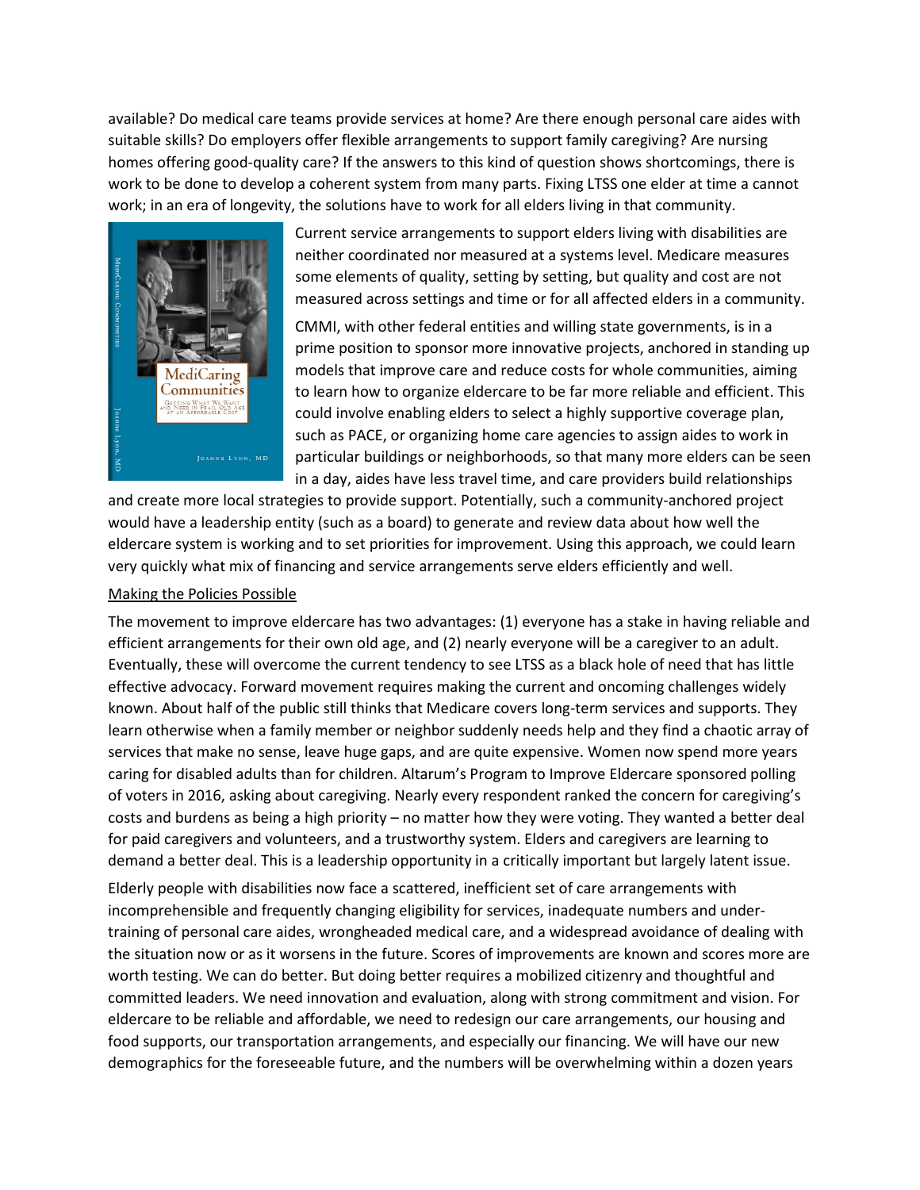available? Do medical care teams provide services at home? Are there enough personal care aides with suitable skills? Do employers offer flexible arrangements to support family caregiving? Are nursing homes offering good-quality care? If the answers to this kind of question shows shortcomings, there is work to be done to develop a coherent system from many parts. Fixing LTSS one elder at time a cannot work; in an era of longevity, the solutions have to work for all elders living in that community.

Current service arrangements to support elders living with disabilities are neither coordinated nor measured at a systems level. Medicare measures some elements of quality, setting by setting, but quality and cost are not measured across settings and time or for all affected elders in a community.

CMMI, with other federal entities and willing state governments, is in a prime position to sponsor more innovative projects, anchored in standing up models that improve care and reduce costs for whole communities, aiming to learn how to organize eldercare to be far more reliable and efficient. This could involve enabling elders to select a highly supportive coverage plan, such as PACE, or organizing home care agencies to assign aides to work in particular buildings or neighborhoods, so that many more elders can be seen in a day, aides have less travel time, and care providers build relationships and create more local strategies to provide support. Potentially, such a community-anchored project would have a leadership entity (such as a board) to generate and review data about how well the eldercare system is working and to set priorities for improvement. Using this approach, we could learn very quickly what mix of financing and service arrangements serve elders efficiently and well.

Making the Policies Possible

The movement to improve eldercare has two advantages: (1) everyone has a stake in having reliable and efficient arrangements for their own old age, and (2) nearly everyone will be a caregiver to an adult. Eventually, these will overcome the current tendency to see LTSS as a black hole of need that has little effective advocacy. Forward movement requires making the current and oncoming challenges widely known. About half of the public still thinks that Medicare covers long-term services and supports. They learn otherwise when a family member or neighbor suddenly needs help and they find a chaotic array of services that make no sense, leave huge gaps, and are quite expensive. Women now spend more years caring for disabled adults than for children. Altarum's Program to Improve Eldercare sponsored polling of voters in 2016, asking about caregiving. Nearly every respondent ranked the concern for caregiving's costs and burdens as being a high priority – no matter how they were voting. They wanted a better deal for paid caregivers and volunteers, and a trustworthy system. Elders and caregivers are learning to demand a better deal. This is a leadership opportunity in a critically important but largely latent issue.

Elderly people with disabilities now face a scattered, inefficient set of care arrangements with incomprehensible and frequently changing eligibility for services, inadequate numbers and under-training of personal care aides, wrongheaded medical care, and a widespread avoidance of dealing with the situation now or as it worsens in the future. Scores of improvements are known and scores more are worth testing. We can do better. But doing better requires a mobilized citizenry and thoughtful and committed leaders. We need innovation and evaluation, along with strong commitment and vision. For eldercare to be reliable and affordable, we need to redesign our care arrangements, our housing and food supports, our transportation arrangements, and especially our financing. We will have our new demographics for the foreseeable future, and the numbers will be overwhelming within a dozen years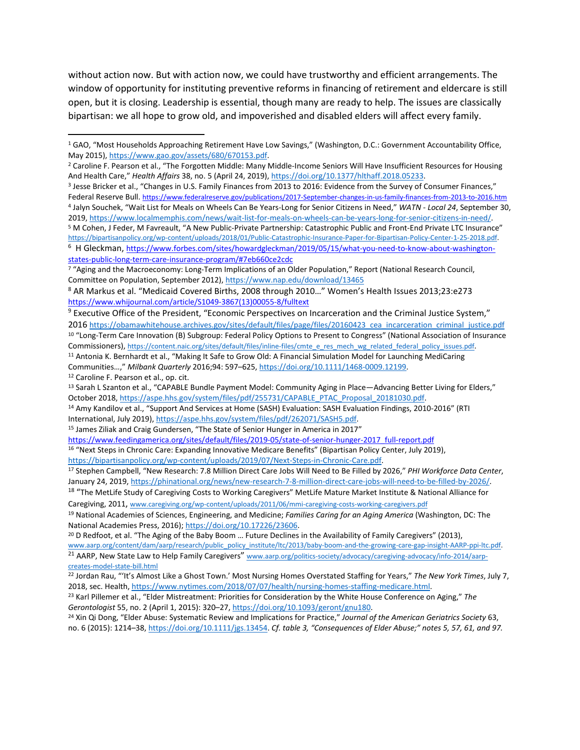without action now. But with action now, we could have trustworthy and efficient arrangements. The window of opportunity for instituting preventive reforms in financing of retirement and eldercare is still open, but it is closing. Leadership is essential, though many are ready to help. The issues are classically bipartisan: we all hope to grow old, and impoverished and disabled elders will affect every family.

---

[1] GAO, "Most Households Approaching Retirement Have Low Savings," (Washington, D.C.: Government Accountability Office, May 2015), https://www.gao.gov/assets/680/670153.pdf.

[2] Caroline F. Pearson et al., "The Forgotten Middle: Many Middle-Income Seniors Will Have Insufficient Resources for Housing And Health Care," *Health Affairs* 38, no. 5 (April 24, 2019), https://doi.org/10.1377/hlthaff.2018.05233.

[3] Jesse Bricker et al., "Changes in U.S. Family Finances from 2013 to 2016: Evidence from the Survey of Consumer Finances," Federal Reserve Bull. https://www.federalreserve.gov/publications/2017-September-changes-in-us-family-finances-from-2013-to-2016.htm

[4] Jalyn Souchek, "Wait List for Meals on Wheels Can Be Years-Long for Senior Citizens in Need," *WATN - Local 24*, September 30, 2019, https://www.localmemphis.com/news/wait-list-for-meals-on-wheels-can-be-years-long-for-senior-citizens-in-need/.

[5] M Cohen, J Feder, M Favreault, "A New Public-Private Partnership: Catastrophic Public and Front-End Private LTC Insurance" https://bipartisanpolicy.org/wp-content/uploads/2018/01/Public-Catastrophic-Insurance-Paper-for-Bipartisan-Policy-Center-1-25-2018.pdf.

[6] H Gleckman, https://www.forbes.com/sites/howardgleckman/2019/05/15/what-you-need-to-know-about-washington-states-public-long-term-care-insurance-program/#7eb660ce2cdc

[7] "Aging and the Macroeconomy: Long-Term Implications of an Older Population," Report (National Research Council, Committee on Population, September 2012), https://www.nap.edu/download/13465

[8] AR Markus et al. "Medicaid Covered Births, 2008 through 2010…" Women's Health Issues 2013;23:e273 https://www.whijournal.com/article/S1049-3867(13)00055-8/fulltext

[9] Executive Office of the President, "Economic Perspectives on Incarceration and the Criminal Justice System," 2016 https://obamawhitehouse.archives.gov/sites/default/files/page/files/20160423_cea_incarceration_criminal_justice.pdf

[10] "Long-Term Care Innovation (B) Subgroup: Federal Policy Options to Present to Congress" (National Association of Insurance Commissioners), https://content.naic.org/sites/default/files/inline-files/cmte_e_res_mech_wg_related_federal_policy_issues.pdf.

[11] Antonia K. Bernhardt et al., "Making It Safe to Grow Old: A Financial Simulation Model for Launching MediCaring Communities…," *Milbank Quarterly* 2016;94: 597–625, https://doi.org/10.1111/1468-0009.12199.

[12] Caroline F. Pearson et al., op. cit.

[13] Sarah L Szanton et al., "CAPABLE Bundle Payment Model: Community Aging in Place—Advancing Better Living for Elders," October 2018, https://aspe.hhs.gov/system/files/pdf/255731/CAPABLE_PTAC_Proposal_20181030.pdf.

[14] Amy Kandilov et al., "Support And Services at Home (SASH) Evaluation: SASH Evaluation Findings, 2010-2016" (RTI International, July 2019), https://aspe.hhs.gov/system/files/pdf/262071/SASH5.pdf.

[15] James Ziliak and Craig Gundersen, "The State of Senior Hunger in America in 2017" https://www.feedingamerica.org/sites/default/files/2019-05/state-of-senior-hunger-2017_full-report.pdf

[16] "Next Steps in Chronic Care: Expanding Innovative Medicare Benefits" (Bipartisan Policy Center, July 2019), https://bipartisanpolicy.org/wp-content/uploads/2019/07/Next-Steps-in-Chronic-Care.pdf.

[17] Stephen Campbell, "New Research: 7.8 Million Direct Care Jobs Will Need to Be Filled by 2026," *PHI Workforce Data Center*, January 24, 2019, https://phinational.org/news/new-research-7-8-million-direct-care-jobs-will-need-to-be-filled-by-2026/.

[18] "The MetLife Study of Caregiving Costs to Working Caregivers" MetLife Mature Market Institute & National Alliance for Caregiving, 2011, www.caregiving.org/wp-content/uploads/2011/06/mmi-caregiving-costs-working-caregivers.pdf

[19] National Academies of Sciences, Engineering, and Medicine; *Families Caring for an Aging America* (Washington, DC: The National Academies Press, 2016); https://doi.org/10.17226/23606.

[20] D Redfoot, et al. "The Aging of the Baby Boom … Future Declines in the Availability of Family Caregivers" (2013), www.aarp.org/content/dam/aarp/research/public_policy_institute/ltc/2013/baby-boom-and-the-growing-care-gap-insight-AARP-ppi-ltc.pdf.

[21] AARP, New State Law to Help Family Caregivers" www.aarp.org/politics-society/advocacy/caregiving-advocacy/info-2014/aarp-creates-model-state-bill.html

[22] Jordan Rau, "'It's Almost Like a Ghost Town.' Most Nursing Homes Overstated Staffing for Years," *The New York Times*, July 7, 2018, sec. Health, https://www.nytimes.com/2018/07/07/health/nursing-homes-staffing-medicare.html.

[23] Karl Pillemer et al., "Elder Mistreatment: Priorities for Consideration by the White House Conference on Aging," *The Gerontologist* 55, no. 2 (April 1, 2015): 320–27, https://doi.org/10.1093/geront/gnu180.

[24] Xin Qi Dong, "Elder Abuse: Systematic Review and Implications for Practice," *Journal of the American Geriatrics Society* 63, no. 6 (2015): 1214–38, https://doi.org/10.1111/jgs.13454. *Cf. table 3, "Consequences of Elder Abuse;" notes 5, 57, 61, and 97.*